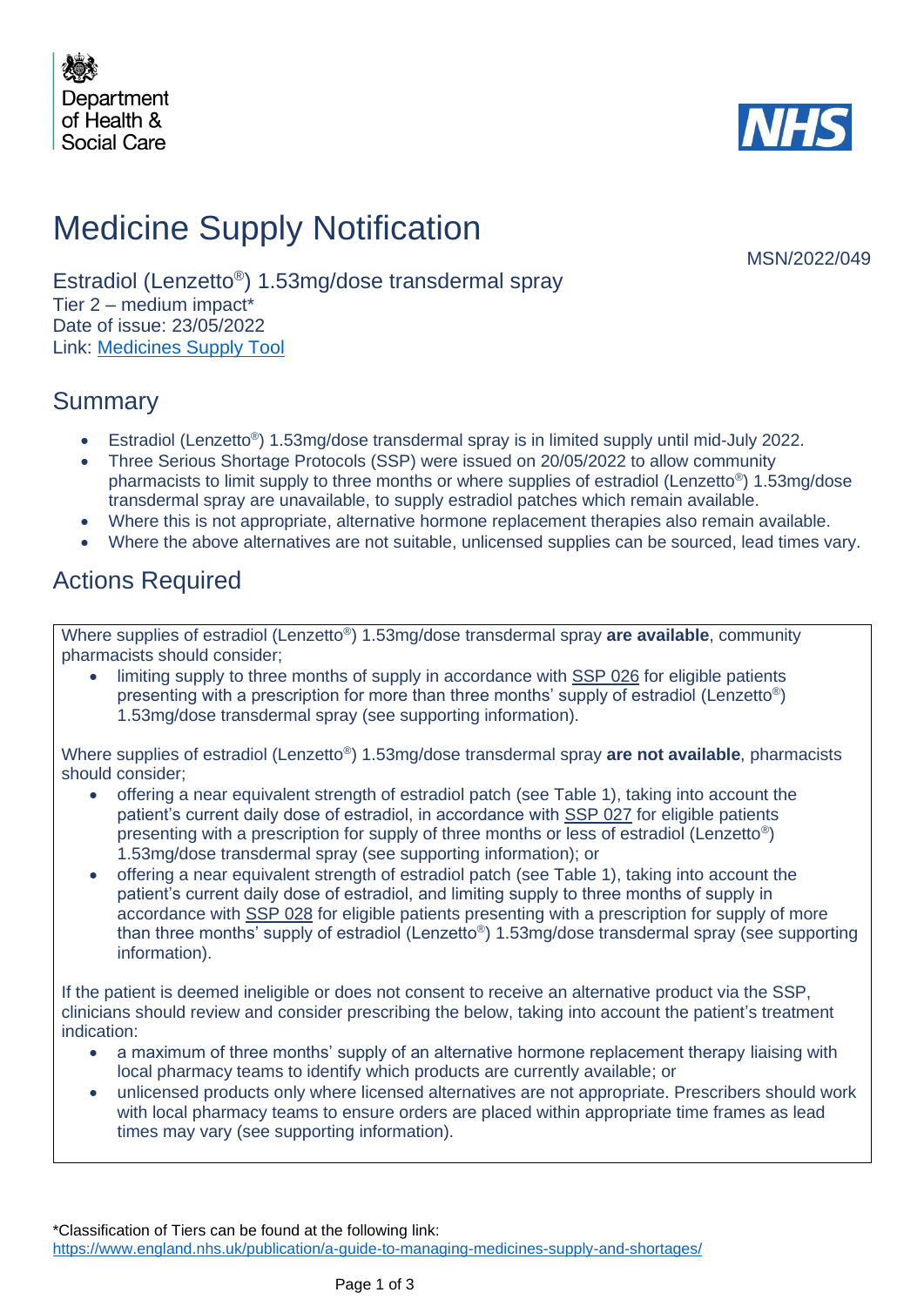Department of Health & Social Care

NHS

# Medicine Supply Notification

MSN/2022/049

Estradiol (Lenzetto®) 1.53mg/dose transdermal spray
Tier 2 – medium impact*
Date of issue: 23/05/2022
Link: [Medicines Supply Tool]

## Summary

- Estradiol (Lenzetto®) 1.53mg/dose transdermal spray is in limited supply until mid-July 2022.
- Three Serious Shortage Protocols (SSP) were issued on 20/05/2022 to allow community pharmacists to limit supply to three months or where supplies of estradiol (Lenzetto®) 1.53mg/dose transdermal spray are unavailable, to supply estradiol patches which remain available.
- Where this is not appropriate, alternative hormone replacement therapies also remain available.
- Where the above alternatives are not suitable, unlicensed supplies can be sourced, lead times vary.

## Actions Required

Where supplies of estradiol (Lenzetto®) 1.53mg/dose transdermal spray **are available**, community pharmacists should consider;

- limiting supply to three months of supply in accordance with SSP 026 for eligible patients presenting with a prescription for more than three months' supply of estradiol (Lenzetto®) 1.53mg/dose transdermal spray (see supporting information).

Where supplies of estradiol (Lenzetto®) 1.53mg/dose transdermal spray **are not available**, pharmacists should consider;

- offering a near equivalent strength of estradiol patch (see Table 1), taking into account the patient's current daily dose of estradiol, in accordance with SSP 027 for eligible patients presenting with a prescription for supply of three months or less of estradiol (Lenzetto®) 1.53mg/dose transdermal spray (see supporting information); or
- offering a near equivalent strength of estradiol patch (see Table 1), taking into account the patient's current daily dose of estradiol, and limiting supply to three months of supply in accordance with SSP 028 for eligible patients presenting with a prescription for supply of more than three months' supply of estradiol (Lenzetto®) 1.53mg/dose transdermal spray (see supporting information).

If the patient is deemed ineligible or does not consent to receive an alternative product via the SSP, clinicians should review and consider prescribing the below, taking into account the patient's treatment indication:

- a maximum of three months' supply of an alternative hormone replacement therapy liaising with local pharmacy teams to identify which products are currently available; or
- unlicensed products only where licensed alternatives are not appropriate. Prescribers should work with local pharmacy teams to ensure orders are placed within appropriate time frames as lead times may vary (see supporting information).

*Classification of Tiers can be found at the following link:
https://www.england.nhs.uk/publication/a-guide-to-managing-medicines-supply-and-shortages/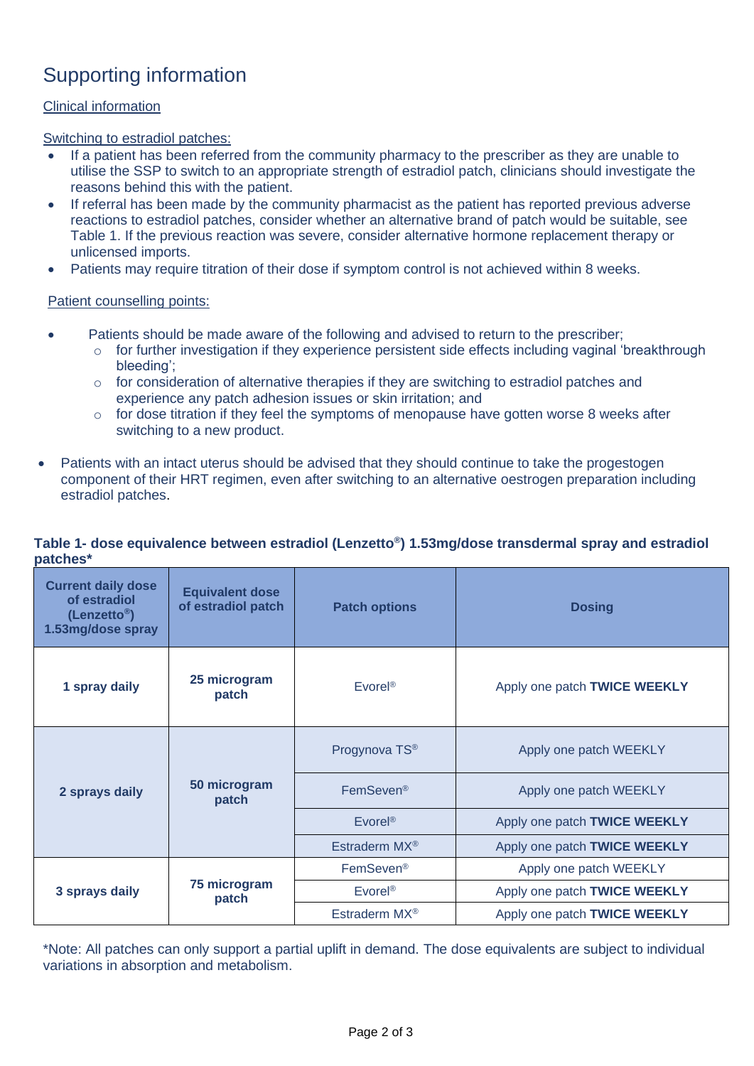# Supporting information

## Clinical information

Switching to estradiol patches:

- If a patient has been referred from the community pharmacy to the prescriber as they are unable to utilise the SSP to switch to an appropriate strength of estradiol patch, clinicians should investigate the reasons behind this with the patient.
- If referral has been made by the community pharmacist as the patient has reported previous adverse reactions to estradiol patches, consider whether an alternative brand of patch would be suitable, see Table 1. If the previous reaction was severe, consider alternative hormone replacement therapy or unlicensed imports.
- Patients may require titration of their dose if symptom control is not achieved within 8 weeks.

Patient counselling points:

- Patients should be made aware of the following and advised to return to the prescriber;
  - for further investigation if they experience persistent side effects including vaginal 'breakthrough bleeding';
  - for consideration of alternative therapies if they are switching to estradiol patches and experience any patch adhesion issues or skin irritation; and
  - for dose titration if they feel the symptoms of menopause have gotten worse 8 weeks after switching to a new product.
- Patients with an intact uterus should be advised that they should continue to take the progestogen component of their HRT regimen, even after switching to an alternative oestrogen preparation including estradiol patches.

**Table 1- dose equivalence between estradiol (Lenzetto®) 1.53mg/dose transdermal spray and estradiol patches***

| Current daily dose of estradiol (Lenzetto®) 1.53mg/dose spray | Equivalent dose of estradiol patch | Patch options | Dosing |
|---|---|---|---|
| **1 spray daily** | **25 microgram patch** | Evorel® | Apply one patch **TWICE WEEKLY** |
| **2 sprays daily** | **50 microgram patch** | Progynova TS® | Apply one patch WEEKLY |
| | | FemSeven® | Apply one patch WEEKLY |
| | | Evorel® | Apply one patch **TWICE WEEKLY** |
| | | Estraderm MX® | Apply one patch **TWICE WEEKLY** |
| **3 sprays daily** | **75 microgram patch** | FemSeven® | Apply one patch WEEKLY |
| | | Evorel® | Apply one patch **TWICE WEEKLY** |
| | | Estraderm MX® | Apply one patch **TWICE WEEKLY** |

*Note: All patches can only support a partial uplift in demand. The dose equivalents are subject to individual variations in absorption and metabolism.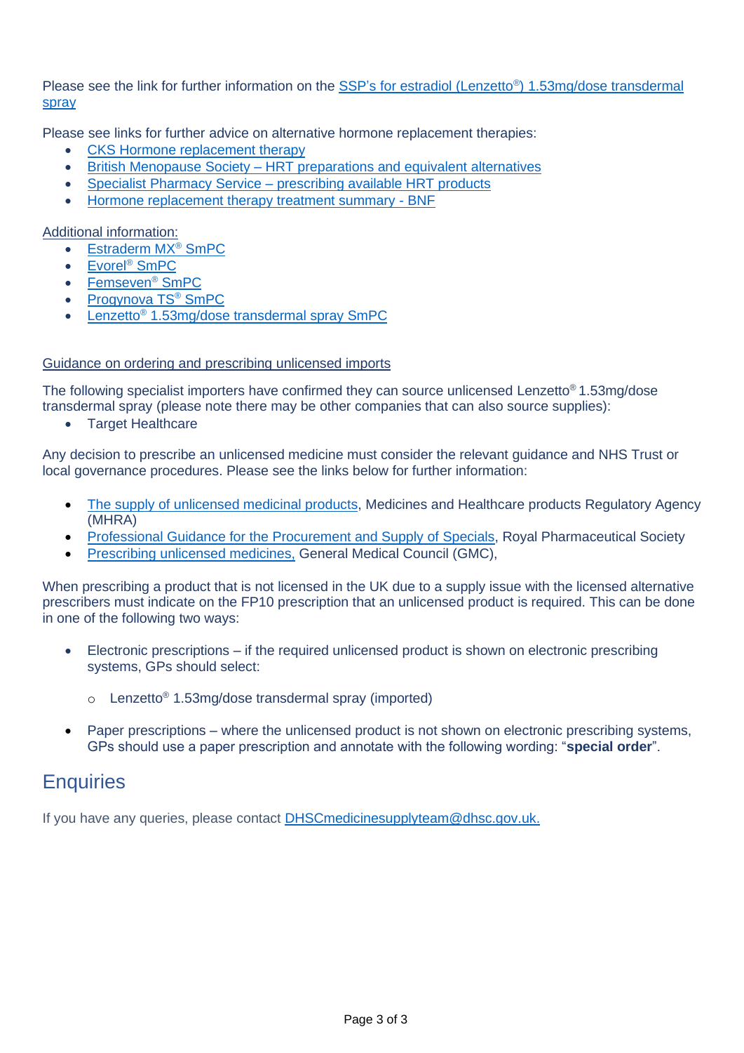Please see the link for further information on the SSP's for estradiol (Lenzetto®) 1.53mg/dose transdermal spray

Please see links for further advice on alternative hormone replacement therapies:

- CKS Hormone replacement therapy
- British Menopause Society – HRT preparations and equivalent alternatives
- Specialist Pharmacy Service – prescribing available HRT products
- Hormone replacement therapy treatment summary - BNF

Additional information:

- Estraderm MX® SmPC
- Evorel® SmPC
- Femseven® SmPC
- Progynova TS® SmPC
- Lenzetto® 1.53mg/dose transdermal spray SmPC

Guidance on ordering and prescribing unlicensed imports

The following specialist importers have confirmed they can source unlicensed Lenzetto® 1.53mg/dose transdermal spray (please note there may be other companies that can also source supplies):

- Target Healthcare

Any decision to prescribe an unlicensed medicine must consider the relevant guidance and NHS Trust or local governance procedures. Please see the links below for further information:

- The supply of unlicensed medicinal products, Medicines and Healthcare products Regulatory Agency (MHRA)
- Professional Guidance for the Procurement and Supply of Specials, Royal Pharmaceutical Society
- Prescribing unlicensed medicines, General Medical Council (GMC),

When prescribing a product that is not licensed in the UK due to a supply issue with the licensed alternative prescribers must indicate on the FP10 prescription that an unlicensed product is required. This can be done in one of the following two ways:

- Electronic prescriptions – if the required unlicensed product is shown on electronic prescribing systems, GPs should select:
  - Lenzetto® 1.53mg/dose transdermal spray (imported)
- Paper prescriptions – where the unlicensed product is not shown on electronic prescribing systems, GPs should use a paper prescription and annotate with the following wording: "**special order**".

## Enquiries

If you have any queries, please contact DHSCmedicinesupplyteam@dhsc.gov.uk.